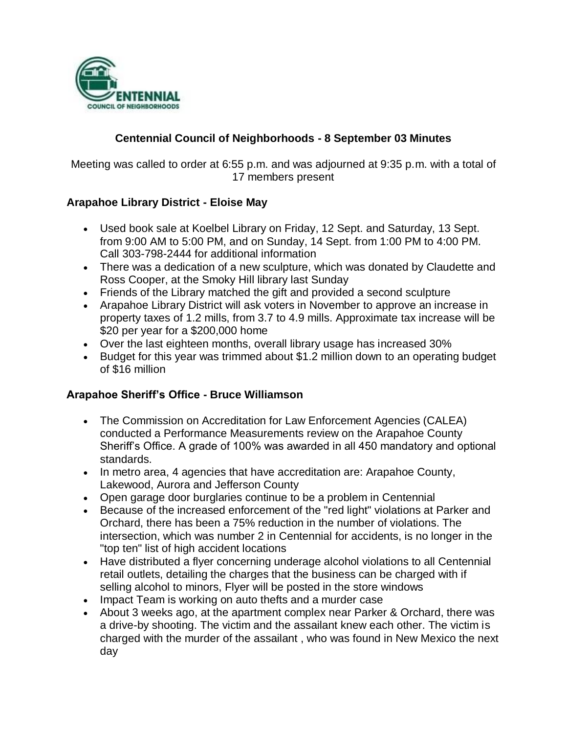## Centennial Council of Neighborhoods - 8 September 03 Minutes

Meeting was called to order at 6:55 p.m. and was adjourned at 9:35 p.m. with a total of 17 members present

### Arapahoe Library District - Eloise May

- Used book sale at Koelbel Library on Friday, 12 Sept. and Saturday, 13 Sept. from 9:00 AM to 5:00 PM, and on Sunday, 14 Sept. from 1:00 PM to 4:00 PM. Call 303-798-2444 for additional information
- There was a dedication of a new sculpture, which was donated by Claudette and Ross Cooper, at the Smoky Hill library last Sunday
- Friends of the Library matched the gift and provided a second sculpture
- Arapahoe Library District will ask voters in November to approve an increase in property taxes of 1.2 mills, from 3.7 to 4.9 mills. Approximate tax increase will be $20 per year for a $200,000 home
- Over the last eighteen months, overall library usage has increased 30%
- Budget for this year was trimmed about $1.2 million down to an operating budget of $16 million

### Arapahoe Sheriff's Office - Bruce Williamson

- The Commission on Accreditation for Law Enforcement Agencies (CALEA) conducted a Performance Measurements review on the Arapahoe County Sheriff's Office. A grade of 100% was awarded in all 450 mandatory and optional standards.
- In metro area, 4 agencies that have accreditation are: Arapahoe County, Lakewood, Aurora and Jefferson County
- Open garage door burglaries continue to be a problem in Centennial
- Because of the increased enforcement of the "red light" violations at Parker and Orchard, there has been a 75% reduction in the number of violations. The intersection, which was number 2 in Centennial for accidents, is no longer in the "top ten" list of high accident locations
- Have distributed a flyer concerning underage alcohol violations to all Centennial retail outlets, detailing the charges that the business can be charged with if selling alcohol to minors, Flyer will be posted in the store windows
- Impact Team is working on auto thefts and a murder case
- About 3 weeks ago, at the apartment complex near Parker & Orchard, there was a drive-by shooting. The victim and the assailant knew each other. The victim is charged with the murder of the assailant , who was found in New Mexico the next day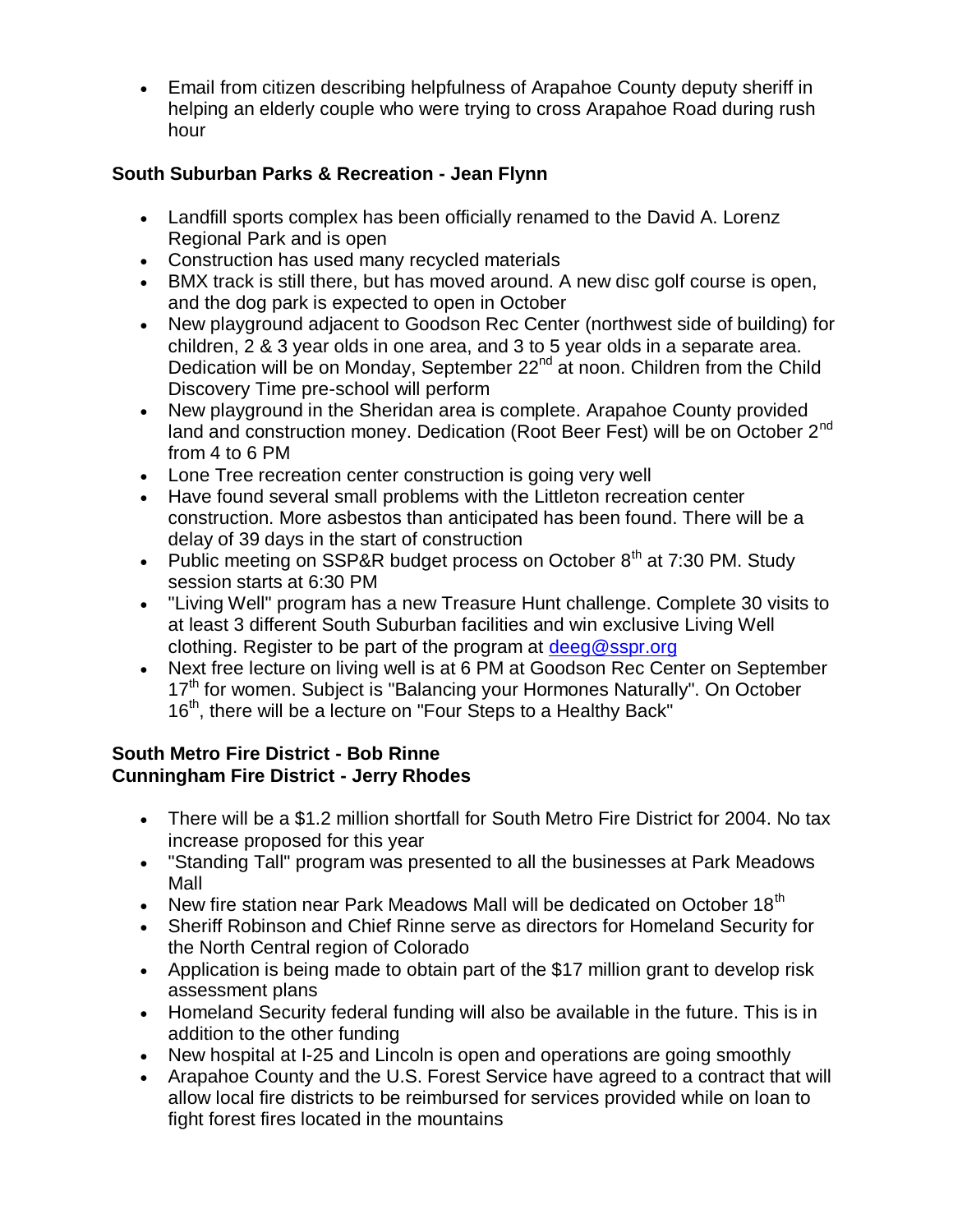- Email from citizen describing helpfulness of Arapahoe County deputy sheriff in helping an elderly couple who were trying to cross Arapahoe Road during rush hour

**South Suburban Parks & Recreation - Jean Flynn**

- Landfill sports complex has been officially renamed to the David A. Lorenz Regional Park and is open
- Construction has used many recycled materials
- BMX track is still there, but has moved around. A new disc golf course is open, and the dog park is expected to open in October
- New playground adjacent to Goodson Rec Center (northwest side of building) for children, 2 & 3 year olds in one area, and 3 to 5 year olds in a separate area. Dedication will be on Monday, September 22nd at noon. Children from the Child Discovery Time pre-school will perform
- New playground in the Sheridan area is complete. Arapahoe County provided land and construction money. Dedication (Root Beer Fest) will be on October 2nd from 4 to 6 PM
- Lone Tree recreation center construction is going very well
- Have found several small problems with the Littleton recreation center construction. More asbestos than anticipated has been found. There will be a delay of 39 days in the start of construction
- Public meeting on SSP&R budget process on October 8th at 7:30 PM. Study session starts at 6:30 PM
- "Living Well" program has a new Treasure Hunt challenge. Complete 30 visits to at least 3 different South Suburban facilities and win exclusive Living Well clothing. Register to be part of the program at deeg@sspr.org
- Next free lecture on living well is at 6 PM at Goodson Rec Center on September 17th for women. Subject is "Balancing your Hormones Naturally". On October 16th, there will be a lecture on "Four Steps to a Healthy Back"

**South Metro Fire District - Bob Rinne**
**Cunningham Fire District - Jerry Rhodes**

- There will be a $1.2 million shortfall for South Metro Fire District for 2004. No tax increase proposed for this year
- "Standing Tall" program was presented to all the businesses at Park Meadows Mall
- New fire station near Park Meadows Mall will be dedicated on October 18th
- Sheriff Robinson and Chief Rinne serve as directors for Homeland Security for the North Central region of Colorado
- Application is being made to obtain part of the $17 million grant to develop risk assessment plans
- Homeland Security federal funding will also be available in the future. This is in addition to the other funding
- New hospital at I-25 and Lincoln is open and operations are going smoothly
- Arapahoe County and the U.S. Forest Service have agreed to a contract that will allow local fire districts to be reimbursed for services provided while on loan to fight forest fires located in the mountains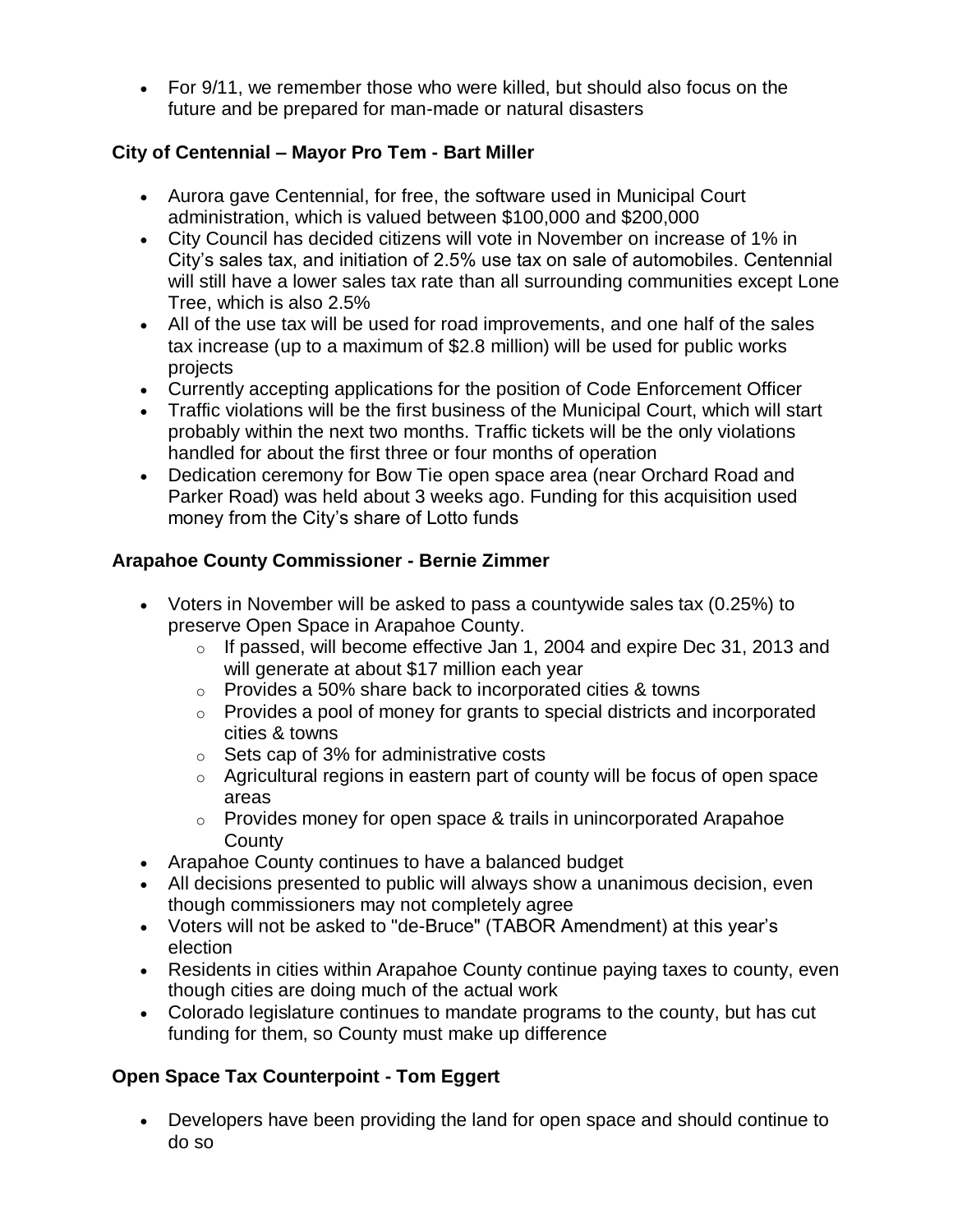- For 9/11, we remember those who were killed, but should also focus on the future and be prepared for man-made or natural disasters

**City of Centennial – Mayor Pro Tem - Bart Miller**

- Aurora gave Centennial, for free, the software used in Municipal Court administration, which is valued between $100,000 and $200,000
- City Council has decided citizens will vote in November on increase of 1% in City's sales tax, and initiation of 2.5% use tax on sale of automobiles. Centennial will still have a lower sales tax rate than all surrounding communities except Lone Tree, which is also 2.5%
- All of the use tax will be used for road improvements, and one half of the sales tax increase (up to a maximum of $2.8 million) will be used for public works projects
- Currently accepting applications for the position of Code Enforcement Officer
- Traffic violations will be the first business of the Municipal Court, which will start probably within the next two months. Traffic tickets will be the only violations handled for about the first three or four months of operation
- Dedication ceremony for Bow Tie open space area (near Orchard Road and Parker Road) was held about 3 weeks ago. Funding for this acquisition used money from the City's share of Lotto funds

**Arapahoe County Commissioner - Bernie Zimmer**

- Voters in November will be asked to pass a countywide sales tax (0.25%) to preserve Open Space in Arapahoe County.
  - If passed, will become effective Jan 1, 2004 and expire Dec 31, 2013 and will generate at about $17 million each year
  - Provides a 50% share back to incorporated cities & towns
  - Provides a pool of money for grants to special districts and incorporated cities & towns
  - Sets cap of 3% for administrative costs
  - Agricultural regions in eastern part of county will be focus of open space areas
  - Provides money for open space & trails in unincorporated Arapahoe County
- Arapahoe County continues to have a balanced budget
- All decisions presented to public will always show a unanimous decision, even though commissioners may not completely agree
- Voters will not be asked to "de-Bruce" (TABOR Amendment) at this year's election
- Residents in cities within Arapahoe County continue paying taxes to county, even though cities are doing much of the actual work
- Colorado legislature continues to mandate programs to the county, but has cut funding for them, so County must make up difference

**Open Space Tax Counterpoint - Tom Eggert**

- Developers have been providing the land for open space and should continue to do so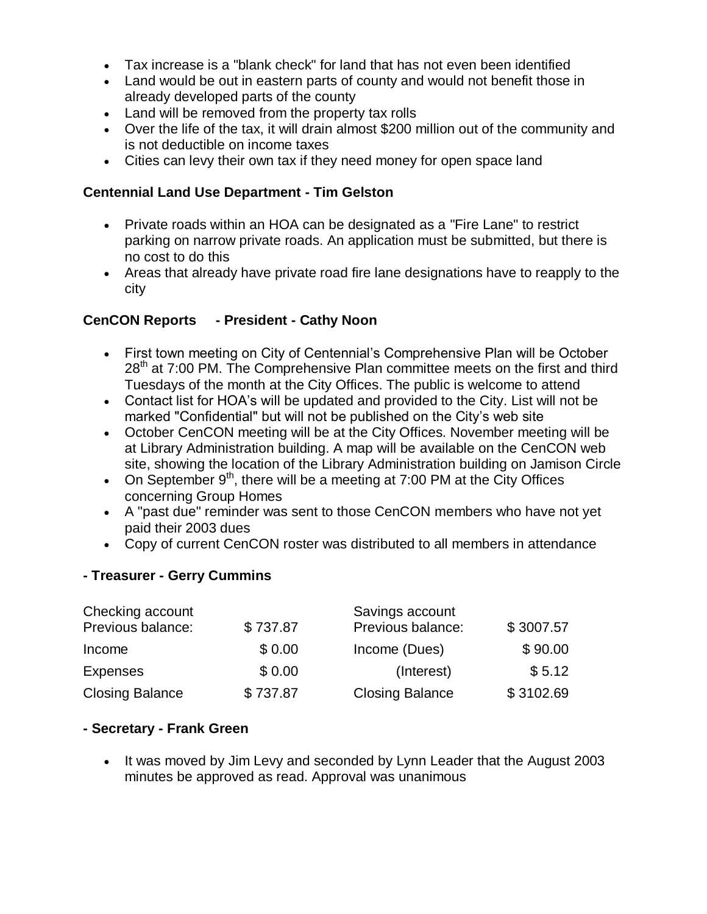- Tax increase is a "blank check" for land that has not even been identified
- Land would be out in eastern parts of county and would not benefit those in already developed parts of the county
- Land will be removed from the property tax rolls
- Over the life of the tax, it will drain almost $200 million out of the community and is not deductible on income taxes
- Cities can levy their own tax if they need money for open space land

**Centennial Land Use Department - Tim Gelston**

- Private roads within an HOA can be designated as a "Fire Lane" to restrict parking on narrow private roads. An application must be submitted, but there is no cost to do this
- Areas that already have private road fire lane designations have to reapply to the city

**CenCON Reports - President - Cathy Noon**

- First town meeting on City of Centennial's Comprehensive Plan will be October 28th at 7:00 PM. The Comprehensive Plan committee meets on the first and third Tuesdays of the month at the City Offices. The public is welcome to attend
- Contact list for HOA's will be updated and provided to the City. List will not be marked "Confidential" but will not be published on the City's web site
- October CenCON meeting will be at the City Offices. November meeting will be at Library Administration building. A map will be available on the CenCON web site, showing the location of the Library Administration building on Jamison Circle
- On September 9th, there will be a meeting at 7:00 PM at the City Offices concerning Group Homes
- A "past due" reminder was sent to those CenCON members who have not yet paid their 2003 dues
- Copy of current CenCON roster was distributed to all members in attendance

**- Treasurer - Gerry Cummins**

| Checking account | | Savings account | |
|---|---|---|---|
| Previous balance: | $ 737.87 | Previous balance: | $ 3007.57 |
| Income | $ 0.00 | Income (Dues) | $ 90.00 |
| Expenses | $ 0.00 | (Interest) | $ 5.12 |
| Closing Balance | $ 737.87 | Closing Balance | $ 3102.69 |

**- Secretary - Frank Green**

- It was moved by Jim Levy and seconded by Lynn Leader that the August 2003 minutes be approved as read. Approval was unanimous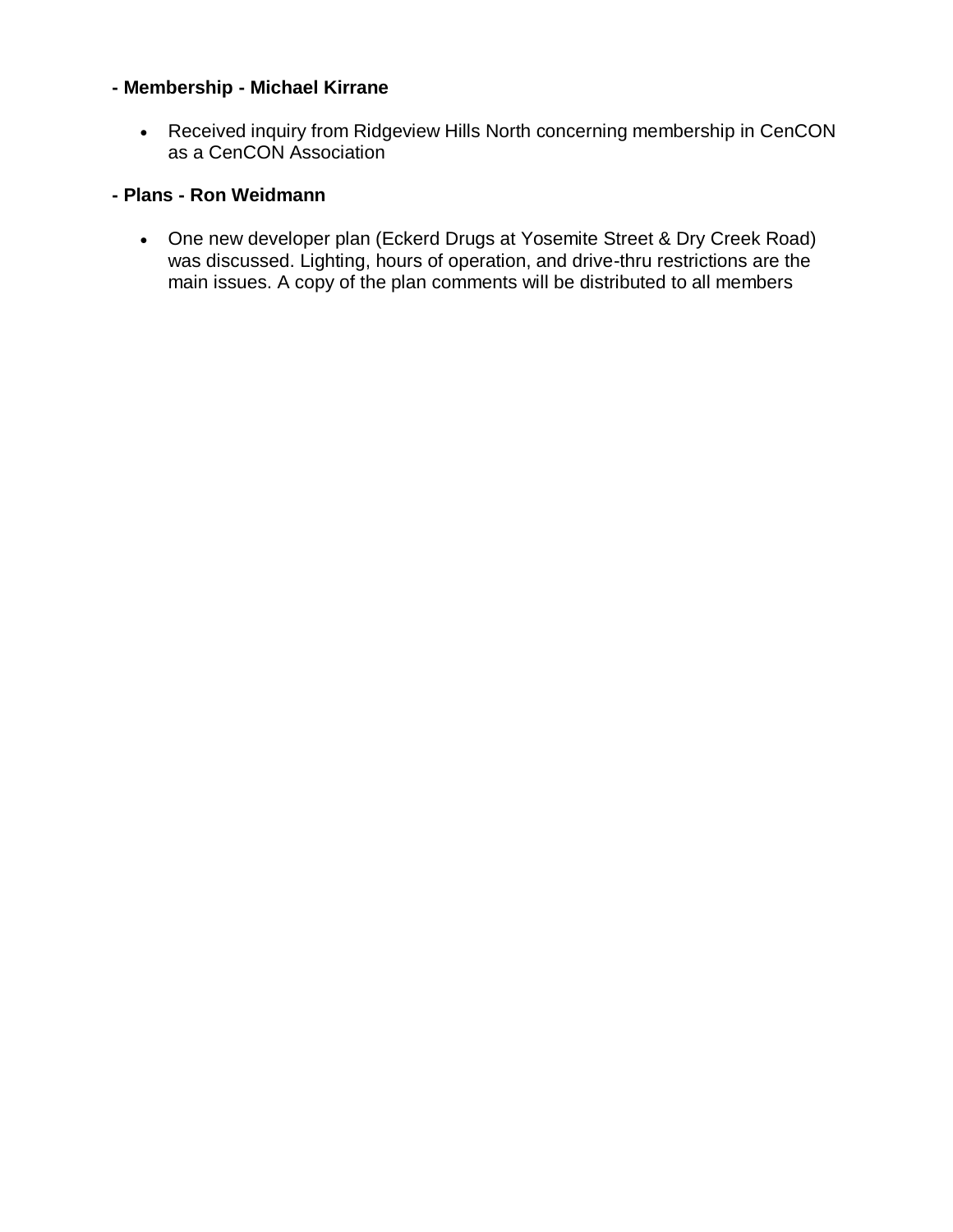**- Membership - Michael Kirrane**

- Received inquiry from Ridgeview Hills North concerning membership in CenCON as a CenCON Association

**- Plans - Ron Weidmann**

- One new developer plan (Eckerd Drugs at Yosemite Street & Dry Creek Road) was discussed. Lighting, hours of operation, and drive-thru restrictions are the main issues. A copy of the plan comments will be distributed to all members